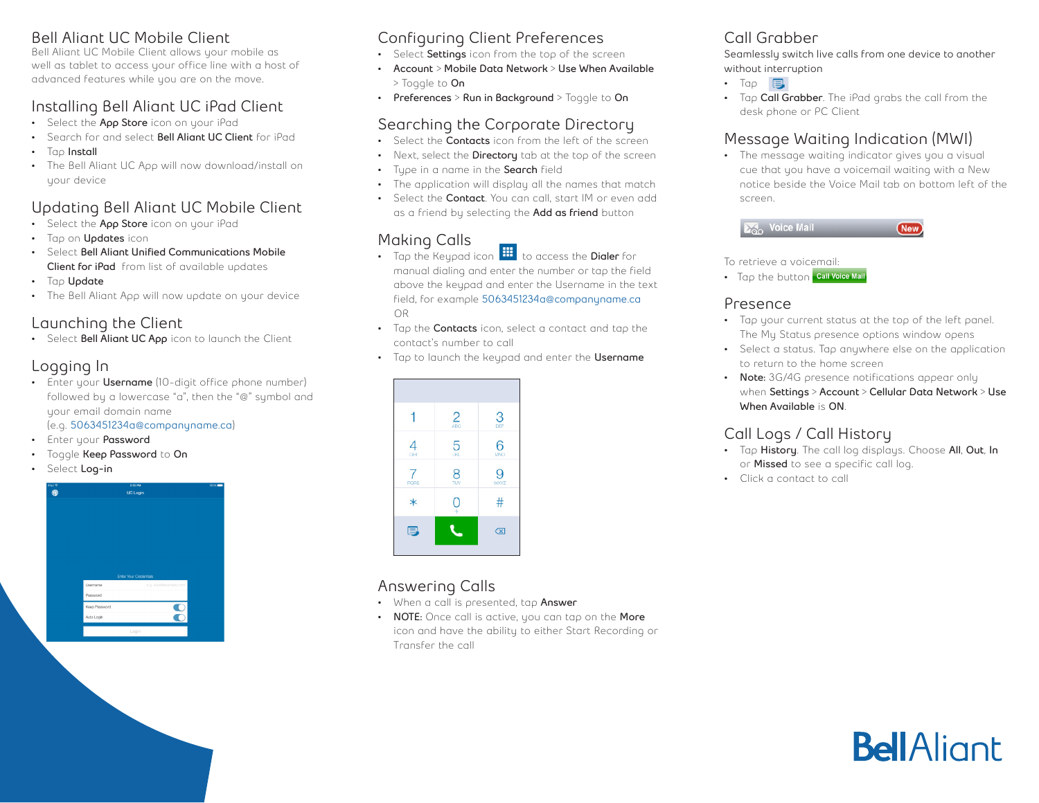## Bell Aliant UC Mobile Client

Bell Aliant UC Mobile Client allows your mobile as well as tablet to access your office line with a host of advanced features while you are on the move.

## Installing Bell Aliant UC iPad Client

- Select the **App Store** icon on your iPad
- Search for and select **Bell Aliant UC Client** for iPad
- Tap **Install**
- The Bell Aliant UC App will now download/install on your device

## Updating Bell Aliant UC Mobile Client

- Select the **App Store** icon on your iPad
- Tap on **Updates** icon
- Select **Bell Aliant Unified Communications Mobile Client for iPad** from list of available updates
- Tap **Update**
- The Bell Aliant App will now update on your device

## Launching the Client

- Select **Bell Aliant UC App** icon to launch the Client

## Logging In

- Enter your **Username** (10-digit office phone number) followed by a lowercase "a", then the "@" symbol and your email domain name (e.g. 5063451234a@companyname.ca)
- Enter your **Password**
- Toggle **Keep Password** to **On**
- Select **Log-in**

## Configuring Client Preferences

- Select **Settings** icon from the top of the screen
- **Account** > **Mobile Data Network** > **Use When Available** > Toggle to **On**
- **Preferences** > **Run in Background** > Toggle to **On**

## Searching the Corporate Directory

- Select the **Contacts** icon from the left of the screen
- Next, select the **Directory** tab at the top of the screen
- Type in a name in the **Search** field
- The application will display all the names that match
- Select the **Contact**. You can call, start IM or even add as a friend by selecting the **Add as friend** button

## Making Calls

- Tap the Keypad icon to access the **Dialer** for manual dialing and enter the number or tap the field above the keypad and enter the Username in the text field, for example 5063451234a@companyname.ca
  OR
- Tap the **Contacts** icon, select a contact and tap the contact's number to call
- Tap to launch the keypad and enter the **Username**

## Answering Calls

- When a call is presented, tap **Answer**
- **NOTE:** Once call is active, you can tap on the **More** icon and have the ability to either Start Recording or Transfer the call

## Call Grabber

Seamlessly switch live calls from one device to another without interruption

- Tap
- Tap **Call Grabber**. The iPad grabs the call from the desk phone or PC Client

## Message Waiting Indication (MWI)

- The message waiting indicator gives you a visual cue that you have a voicemail waiting with a New notice beside the Voice Mail tab on bottom left of the screen.

To retrieve a voicemail:

- Tap the button **Call Voice Mail**

## Presence

- Tap your current status at the top of the left panel. The My Status presence options window opens
- Select a status. Tap anywhere else on the application to return to the home screen
- **Note:** 3G/4G presence notifications appear only when **Settings** > **Account** > **Cellular Data Network** > **Use When Available** is **ON**.

## Call Logs / Call History

- Tap **History**. The call log displays. Choose **All**, **Out**, **In** or **Missed** to see a specific call log.
- Click a contact to call

BellAliant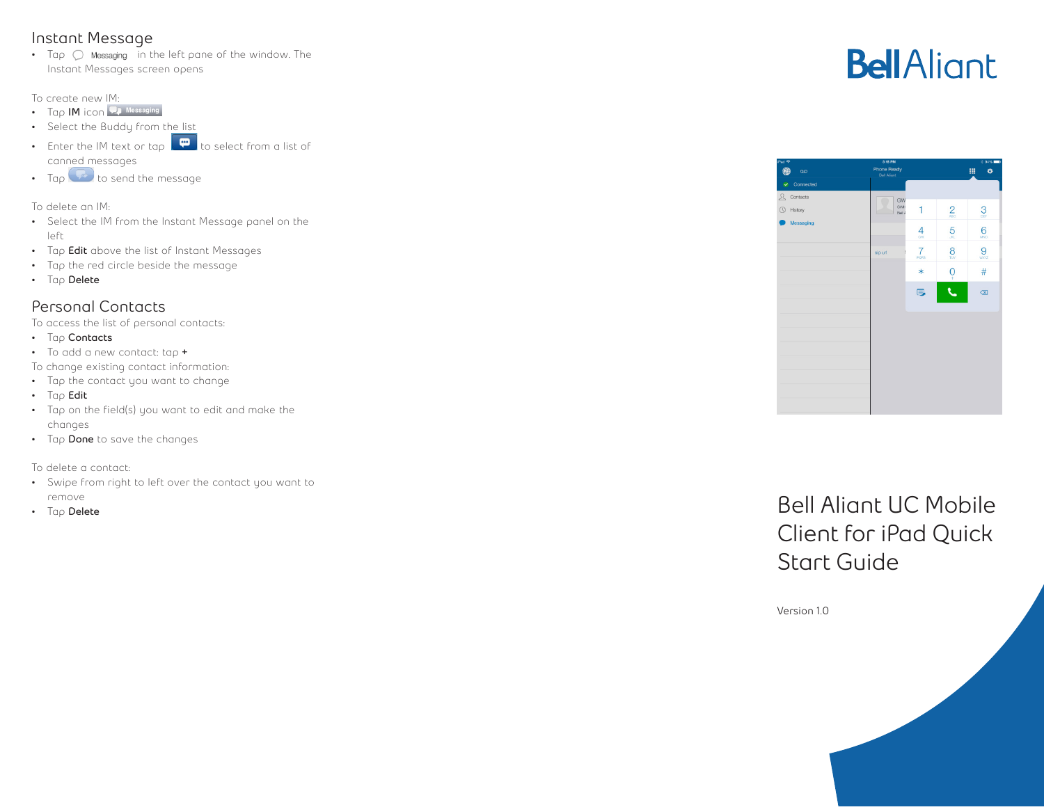## Instant Message

- Tap Messaging in the left pane of the window. The Instant Messages screen opens

To create new IM:

- Tap **IM** icon Messaging
- Select the Buddy from the list
- Enter the IM text or tap to select from a list of canned messages
- Tap to send the message

To delete an IM:

- Select the IM from the Instant Message panel on the left
- Tap **Edit** above the list of Instant Messages
- Tap the red circle beside the message
- Tap **Delete**

## Personal Contacts

To access the list of personal contacts:

- Tap **Contacts**
- To add a new contact: tap **+**

To change existing contact information:

- Tap the contact you want to change
- Tap **Edit**
- Tap on the field(s) you want to edit and make the changes
- Tap **Done** to save the changes

To delete a contact:

- Swipe from right to left over the contact you want to remove
- Tap **Delete**

Bell Aliant

# Bell Aliant UC Mobile Client for iPad Quick Start Guide

Version 1.0